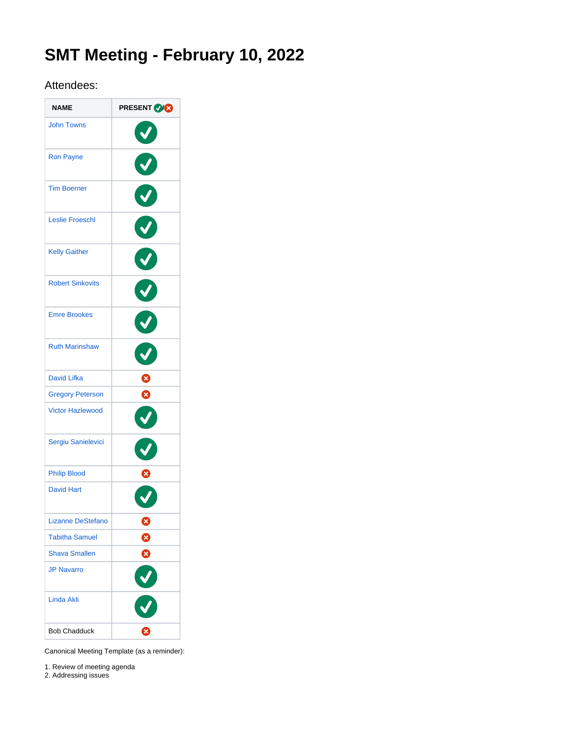# SMT Meeting - February 10, 2022

## Attendees:

| NAME | PRESENT ✅/❌ |
| --- | --- |
| John Towns | ✅ |
| Ron Payne | ✅ |
| Tim Boerner | ✅ |
| Leslie Froeschl | ✅ |
| Kelly Gaither | ✅ |
| Robert Sinkovits | ✅ |
| Emre Brookes | ✅ |
| Ruth Marinshaw | ✅ |
| David Lifka | ❌ |
| Gregory Peterson | ❌ |
| Victor Hazlewood | ✅ |
| Sergiu Sanielevici | ✅ |
| Philip Blood | ❌ |
| David Hart | ✅ |
| Lizanne DeStefano | ❌ |
| Tabitha Samuel | ❌ |
| Shava Smallen | ❌ |
| JP Navarro | ✅ |
| Linda Akli | ✅ |
| Bob Chadduck | ❌ |

Canonical Meeting Template (as a reminder):

1. Review of meeting agenda
2. Addressing issues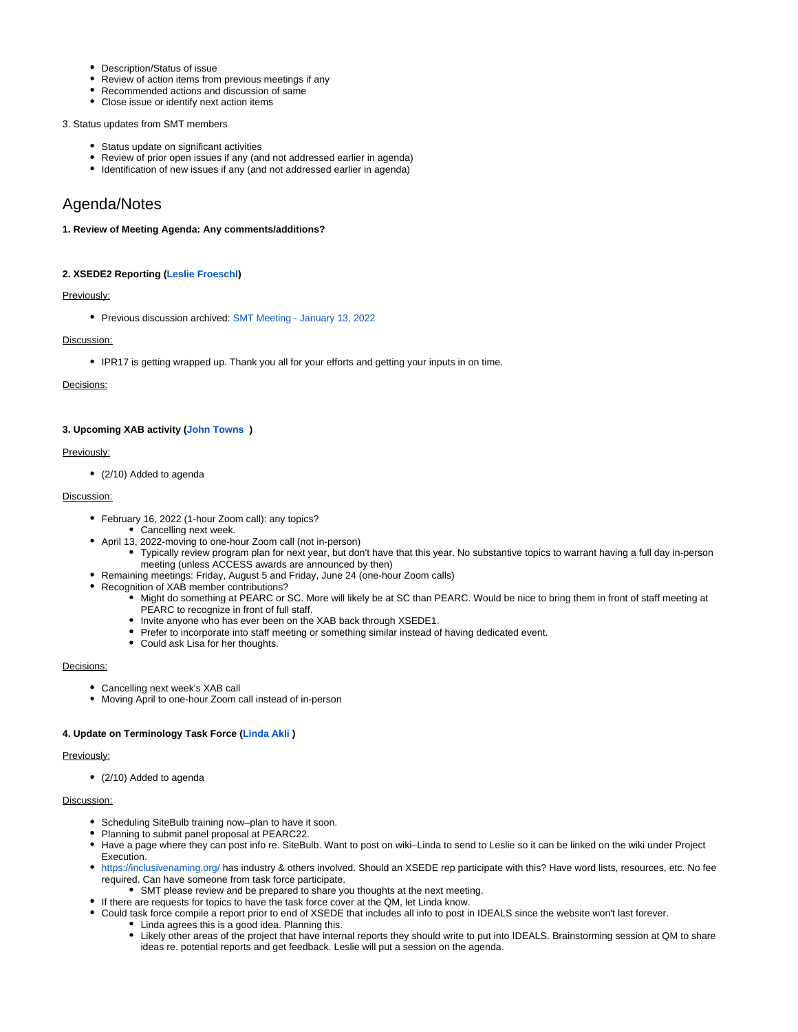- Description/Status of issue
- Review of action items from previous meetings if any
- Recommended actions and discussion of same
- Close issue or identify next action items

3. Status updates from SMT members

- Status update on significant activities
- Review of prior open issues if any (and not addressed earlier in agenda)
- Identification of new issues if any (and not addressed earlier in agenda)

## Agenda/Notes

**1. Review of Meeting Agenda: Any comments/additions?**

**2. XSEDE2 Reporting (Leslie Froeschl)**

Previously:

- Previous discussion archived: SMT Meeting - January 13, 2022

Discussion:

- IPR17 is getting wrapped up. Thank you all for your efforts and getting your inputs in on time.

Decisions:

**3. Upcoming XAB activity (John Towns )**

Previously:

- (2/10) Added to agenda

Discussion:

- February 16, 2022 (1-hour Zoom call): any topics?
  - Cancelling next week.
- April 13, 2022-moving to one-hour Zoom call (not in-person)
  - Typically review program plan for next year, but don't have that this year. No substantive topics to warrant having a full day in-person meeting (unless ACCESS awards are announced by then)
- Remaining meetings: Friday, August 5 and Friday, June 24 (one-hour Zoom calls)
- Recognition of XAB member contributions?
  - Might do something at PEARC or SC. More will likely be at SC than PEARC. Would be nice to bring them in front of staff meeting at PEARC to recognize in front of full staff.
  - Invite anyone who has ever been on the XAB back through XSEDE1.
  - Prefer to incorporate into staff meeting or something similar instead of having dedicated event.
  - Could ask Lisa for her thoughts.

Decisions:

- Cancelling next week's XAB call
- Moving April to one-hour Zoom call instead of in-person

**4. Update on Terminology Task Force (Linda Akli )**

Previously:

- (2/10) Added to agenda

Discussion:

- Scheduling SiteBulb training now–plan to have it soon.
- Planning to submit panel proposal at PEARC22.
- Have a page where they can post info re. SiteBulb. Want to post on wiki–Linda to send to Leslie so it can be linked on the wiki under Project Execution.
- https://inclusivenaming.org/ has industry & others involved. Should an XSEDE rep participate with this? Have word lists, resources, etc. No fee required. Can have someone from task force participate.
  - SMT please review and be prepared to share you thoughts at the next meeting.
- If there are requests for topics to have the task force cover at the QM, let Linda know.
- Could task force compile a report prior to end of XSEDE that includes all info to post in IDEALS since the website won't last forever.
  - Linda agrees this is a good idea. Planning this.
  - Likely other areas of the project that have internal reports they should write to put into IDEALS. Brainstorming session at QM to share ideas re. potential reports and get feedback. Leslie will put a session on the agenda.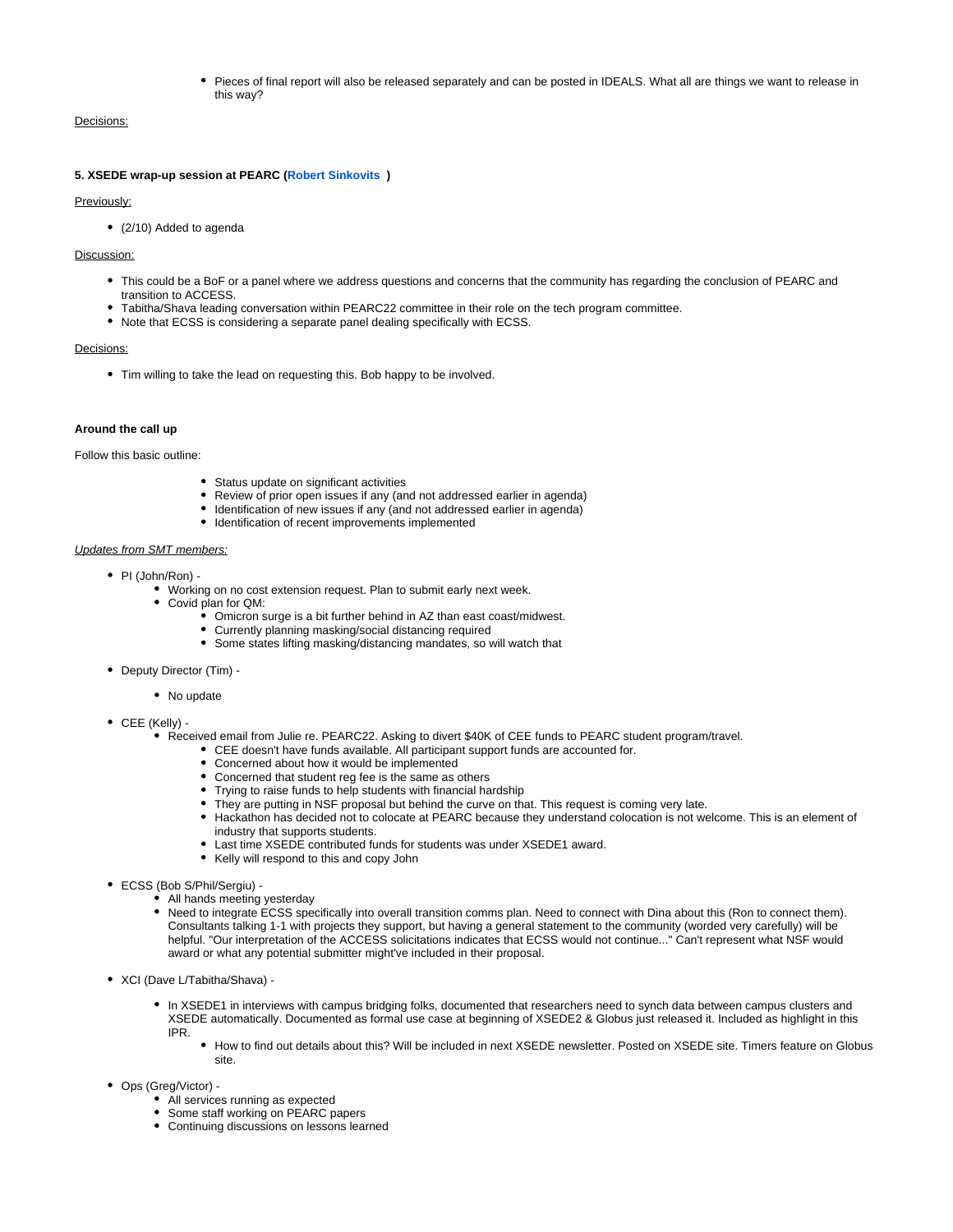- Pieces of final report will also be released separately and can be posted in IDEALS. What all are things we want to release in this way?

Decisions:

**5. XSEDE wrap-up session at PEARC (Robert Sinkovits )**

Previously:

- (2/10) Added to agenda

Discussion:

- This could be a BoF or a panel where we address questions and concerns that the community has regarding the conclusion of PEARC and transition to ACCESS.
- Tabitha/Shava leading conversation within PEARC22 committee in their role on the tech program committee.
- Note that ECSS is considering a separate panel dealing specifically with ECSS.

Decisions:

- Tim willing to take the lead on requesting this. Bob happy to be involved.

**Around the call up**

Follow this basic outline:

- Status update on significant activities
- Review of prior open issues if any (and not addressed earlier in agenda)
- Identification of new issues if any (and not addressed earlier in agenda)
- Identification of recent improvements implemented

*Updates from SMT members:*

- PI (John/Ron) -
  - Working on no cost extension request. Plan to submit early next week.
  - Covid plan for QM:
    - Omicron surge is a bit further behind in AZ than east coast/midwest.
    - Currently planning masking/social distancing required
    - Some states lifting masking/distancing mandates, so will watch that
- Deputy Director (Tim) -
  - No update
- CEE (Kelly) -
  - Received email from Julie re. PEARC22. Asking to divert $40K of CEE funds to PEARC student program/travel.
    - CEE doesn't have funds available. All participant support funds are accounted for.
    - Concerned about how it would be implemented
    - Concerned that student reg fee is the same as others
    - Trying to raise funds to help students with financial hardship
    - They are putting in NSF proposal but behind the curve on that. This request is coming very late.
    - Hackathon has decided not to colocate at PEARC because they understand colocation is not welcome. This is an element of industry that supports students.
    - Last time XSEDE contributed funds for students was under XSEDE1 award.
    - Kelly will respond to this and copy John
- ECSS (Bob S/Phil/Sergiu) -
  - All hands meeting yesterday
  - Need to integrate ECSS specifically into overall transition comms plan. Need to connect with Dina about this (Ron to connect them). Consultants talking 1-1 with projects they support, but having a general statement to the community (worded very carefully) will be helpful. "Our interpretation of the ACCESS solicitations indicates that ECSS would not continue..." Can't represent what NSF would award or what any potential submitter might've included in their proposal.
- XCI (Dave L/Tabitha/Shava) -
  - In XSEDE1 in interviews with campus bridging folks, documented that researchers need to synch data between campus clusters and XSEDE automatically. Documented as formal use case at beginning of XSEDE2 & Globus just released it. Included as highlight in this IPR.
    - How to find out details about this? Will be included in next XSEDE newsletter. Posted on XSEDE site. Timers feature on Globus site.
- Ops (Greg/Victor) -
  - All services running as expected
  - Some staff working on PEARC papers
  - Continuing discussions on lessons learned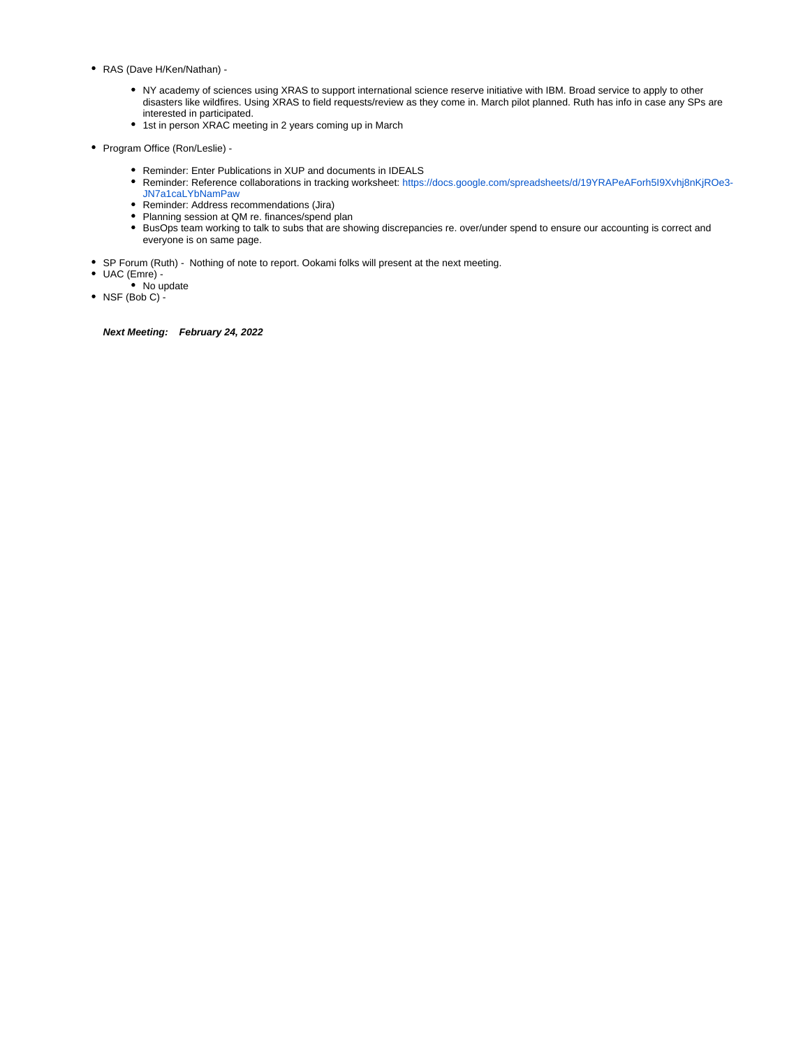- RAS (Dave H/Ken/Nathan) -
  - NY academy of sciences using XRAS to support international science reserve initiative with IBM. Broad service to apply to other disasters like wildfires. Using XRAS to field requests/review as they come in. March pilot planned. Ruth has info in case any SPs are interested in participated.
  - 1st in person XRAC meeting in 2 years coming up in March
- Program Office (Ron/Leslie) -
  - Reminder: Enter Publications in XUP and documents in IDEALS
  - Reminder: Reference collaborations in tracking worksheet: https://docs.google.com/spreadsheets/d/19YRAPeAForh5I9Xvhj8nKjROe3-JN7a1caLYbNamPaw
  - Reminder: Address recommendations (Jira)
  - Planning session at QM re. finances/spend plan
  - BusOps team working to talk to subs that are showing discrepancies re. over/under spend to ensure our accounting is correct and everyone is on same page.
- SP Forum (Ruth) - Nothing of note to report. Ookami folks will present at the next meeting.
- UAC (Emre) -
  - No update
- NSF (Bob C) -

***Next Meeting: February 24, 2022***